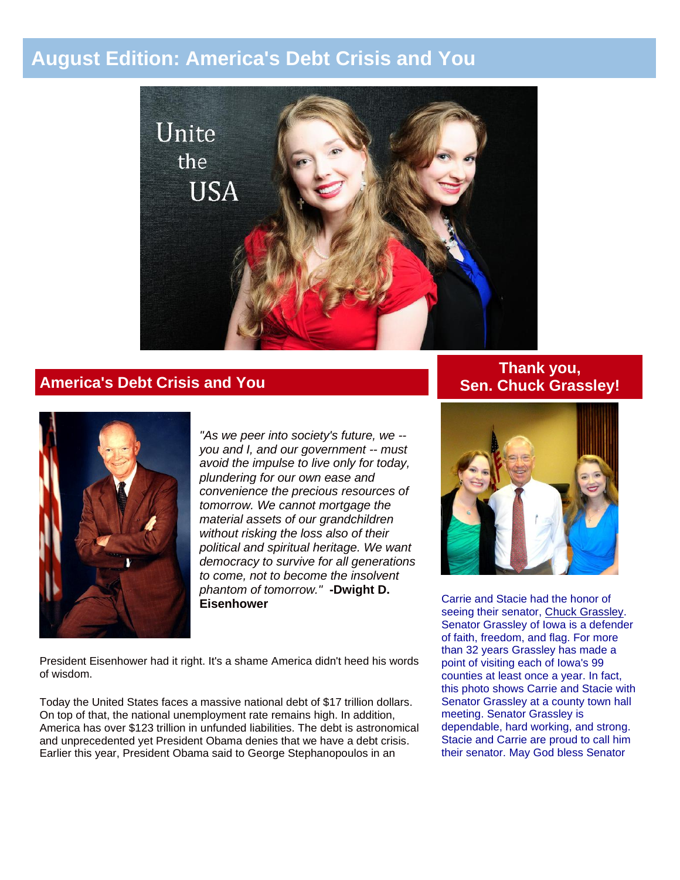# August Edition: America's Debt Crisis and You

## America's Debt Crisis and You

*"As we peer into society's future, we -- you and I, and our government -- must avoid the impulse to live only for today, plundering for our own ease and convenience the precious resources of tomorrow. We cannot mortgage the material assets of our grandchildren without risking the loss also of their political and spiritual heritage. We want democracy to survive for all generations to come, not to become the insolvent phantom of tomorrow."* **-Dwight D. Eisenhower**

President Eisenhower had it right. It's a shame America didn't heed his words of wisdom.

Today the United States faces a massive national debt of $17 trillion dollars. On top of that, the national unemployment rate remains high. In addition, America has over $123 trillion in unfunded liabilities. The debt is astronomical and unprecedented yet President Obama denies that we have a debt crisis. Earlier this year, President Obama said to George Stephanopoulos in an

## Thank you, Sen. Chuck Grassley!

Carrie and Stacie had the honor of seeing their senator, Chuck Grassley. Senator Grassley of Iowa is a defender of faith, freedom, and flag. For more than 32 years Grassley has made a point of visiting each of Iowa's 99 counties at least once a year. In fact, this photo shows Carrie and Stacie with Senator Grassley at a county town hall meeting. Senator Grassley is dependable, hard working, and strong. Stacie and Carrie are proud to call him their senator. May God bless Senator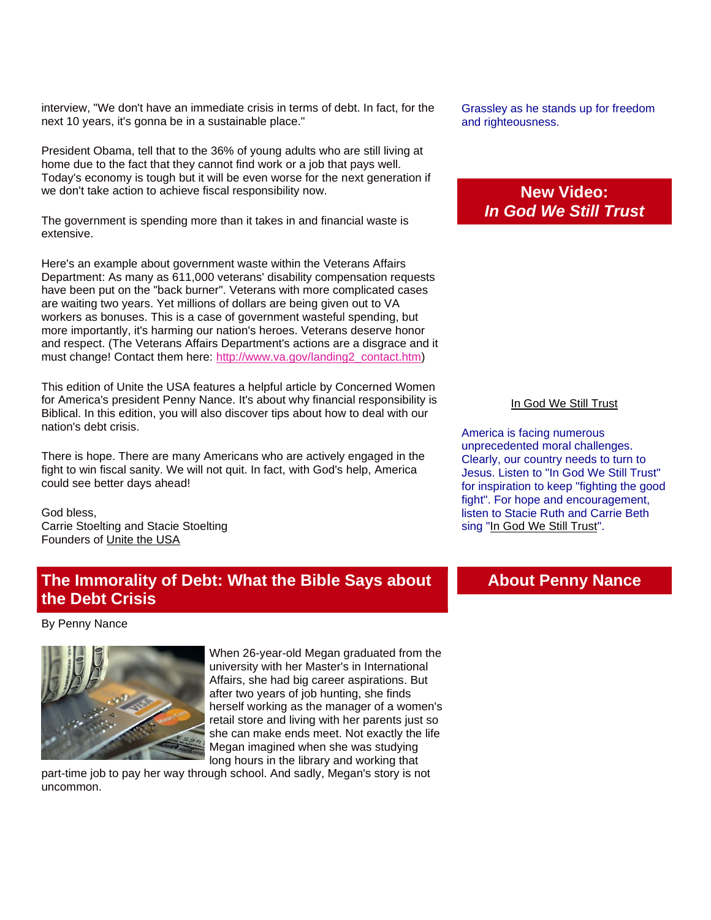interview, "We don't have an immediate crisis in terms of debt. In fact, for the next 10 years, it's gonna be in a sustainable place."

President Obama, tell that to the 36% of young adults who are still living at home due to the fact that they cannot find work or a job that pays well. Today's economy is tough but it will be even worse for the next generation if we don't take action to achieve fiscal responsibility now.

The government is spending more than it takes in and financial waste is extensive.

Here's an example about government waste within the Veterans Affairs Department: As many as 611,000 veterans' disability compensation requests have been put on the "back burner". Veterans with more complicated cases are waiting two years. Yet millions of dollars are being given out to VA workers as bonuses. This is a case of government wasteful spending, but more importantly, it's harming our nation's heroes. Veterans deserve honor and respect. (The Veterans Affairs Department's actions are a disgrace and it must change! Contact them here: [http://www.va.gov/landing2_contact.htm](http://www.va.gov/landing2_contact.htm))

This edition of Unite the USA features a helpful article by Concerned Women for America's president Penny Nance. It's about why financial responsibility is Biblical. In this edition, you will also discover tips about how to deal with our nation's debt crisis.

There is hope. There are many Americans who are actively engaged in the fight to win fiscal sanity. We will not quit. In fact, with God's help, America could see better days ahead!

God bless,
Carrie Stoelting and Stacie Stoelting
Founders of Unite the USA

## The Immorality of Debt: What the Bible Says about the Debt Crisis

By Penny Nance

When 26-year-old Megan graduated from the university with her Master's in International Affairs, she had big career aspirations. But after two years of job hunting, she finds herself working as the manager of a women's retail store and living with her parents just so she can make ends meet. Not exactly the life Megan imagined when she was studying long hours in the library and working that part-time job to pay her way through school. And sadly, Megan's story is not uncommon.

Grassley as he stands up for freedom and righteousness.

## New Video: *In God We Still Trust*

In God We Still Trust

America is facing numerous unprecedented moral challenges. Clearly, our country needs to turn to Jesus. Listen to "In God We Still Trust" for inspiration to keep "fighting the good fight". For hope and encouragement, listen to Stacie Ruth and Carrie Beth sing "In God We Still Trust".

## About Penny Nance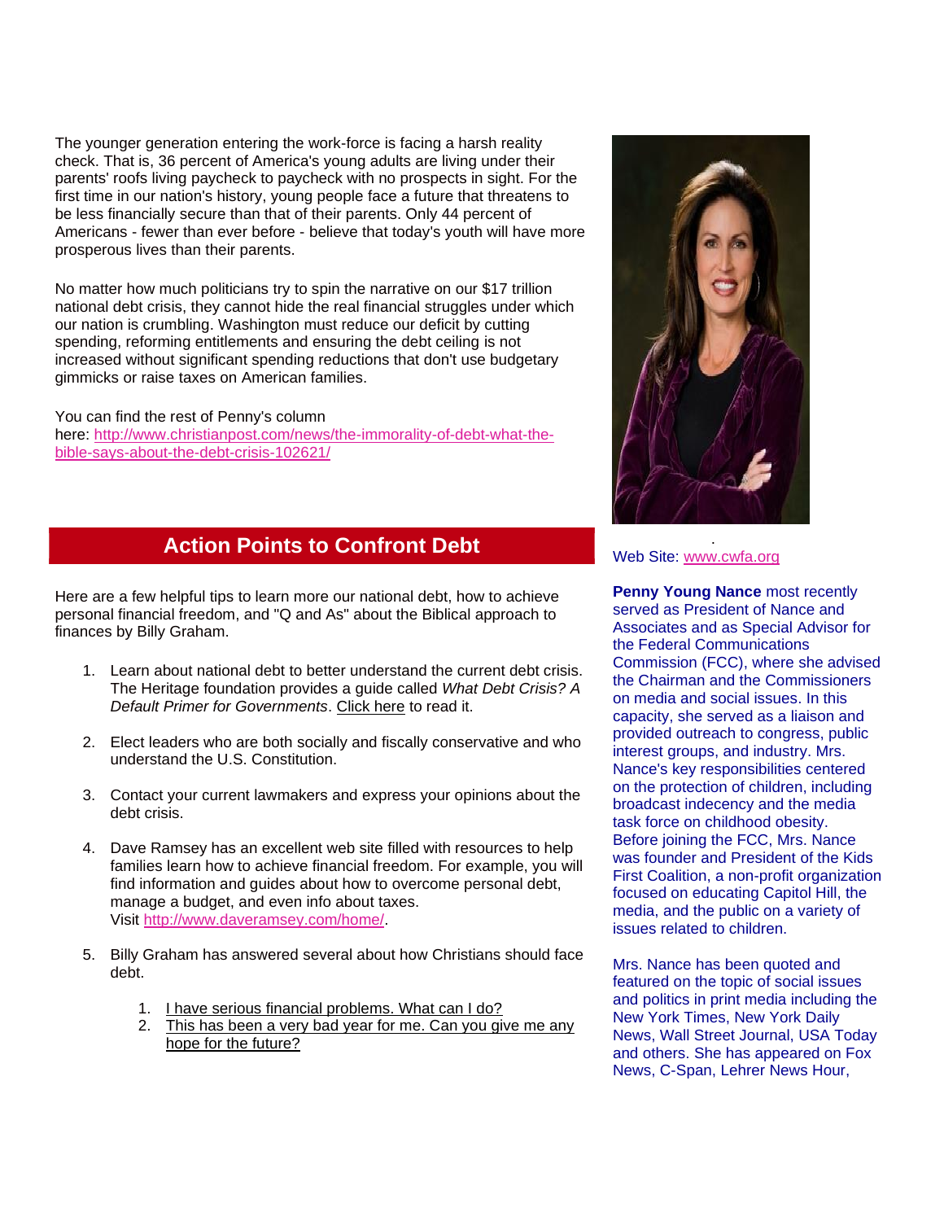The younger generation entering the work-force is facing a harsh reality check. That is, 36 percent of America's young adults are living under their parents' roofs living paycheck to paycheck with no prospects in sight. For the first time in our nation's history, young people face a future that threatens to be less financially secure than that of their parents. Only 44 percent of Americans - fewer than ever before - believe that today's youth will have more prosperous lives than their parents.

No matter how much politicians try to spin the narrative on our $17 trillion national debt crisis, they cannot hide the real financial struggles under which our nation is crumbling. Washington must reduce our deficit by cutting spending, reforming entitlements and ensuring the debt ceiling is not increased without significant spending reductions that don't use budgetary gimmicks or raise taxes on American families.

You can find the rest of Penny's column here: http://www.christianpost.com/news/the-immorality-of-debt-what-the-bible-says-about-the-debt-crisis-102621/

## Action Points to Confront Debt

Here are a few helpful tips to learn more our national debt, how to achieve personal financial freedom, and "Q and As" about the Biblical approach to finances by Billy Graham.

1. Learn about national debt to better understand the current debt crisis. The Heritage foundation provides a guide called *What Debt Crisis? A Default Primer for Governments*. Click here to read it.

2. Elect leaders who are both socially and fiscally conservative and who understand the U.S. Constitution.

3. Contact your current lawmakers and express your opinions about the debt crisis.

4. Dave Ramsey has an excellent web site filled with resources to help families learn how to achieve financial freedom. For example, you will find information and guides about how to overcome personal debt, manage a budget, and even info about taxes. Visit http://www.daveramsey.com/home/.

5. Billy Graham has answered several about how Christians should face debt.

    1. I have serious financial problems. What can I do?
    2. This has been a very bad year for me. Can you give me any hope for the future?

Web Site: www.cwfa.org

**Penny Young Nance** most recently served as President of Nance and Associates and as Special Advisor for the Federal Communications Commission (FCC), where she advised the Chairman and the Commissioners on media and social issues. In this capacity, she served as a liaison and provided outreach to congress, public interest groups, and industry. Mrs. Nance's key responsibilities centered on the protection of children, including broadcast indecency and the media task force on childhood obesity. Before joining the FCC, Mrs. Nance was founder and President of the Kids First Coalition, a non-profit organization focused on educating Capitol Hill, the media, and the public on a variety of issues related to children.

Mrs. Nance has been quoted and featured on the topic of social issues and politics in print media including the New York Times, New York Daily News, Wall Street Journal, USA Today and others. She has appeared on Fox News, C-Span, Lehrer News Hour,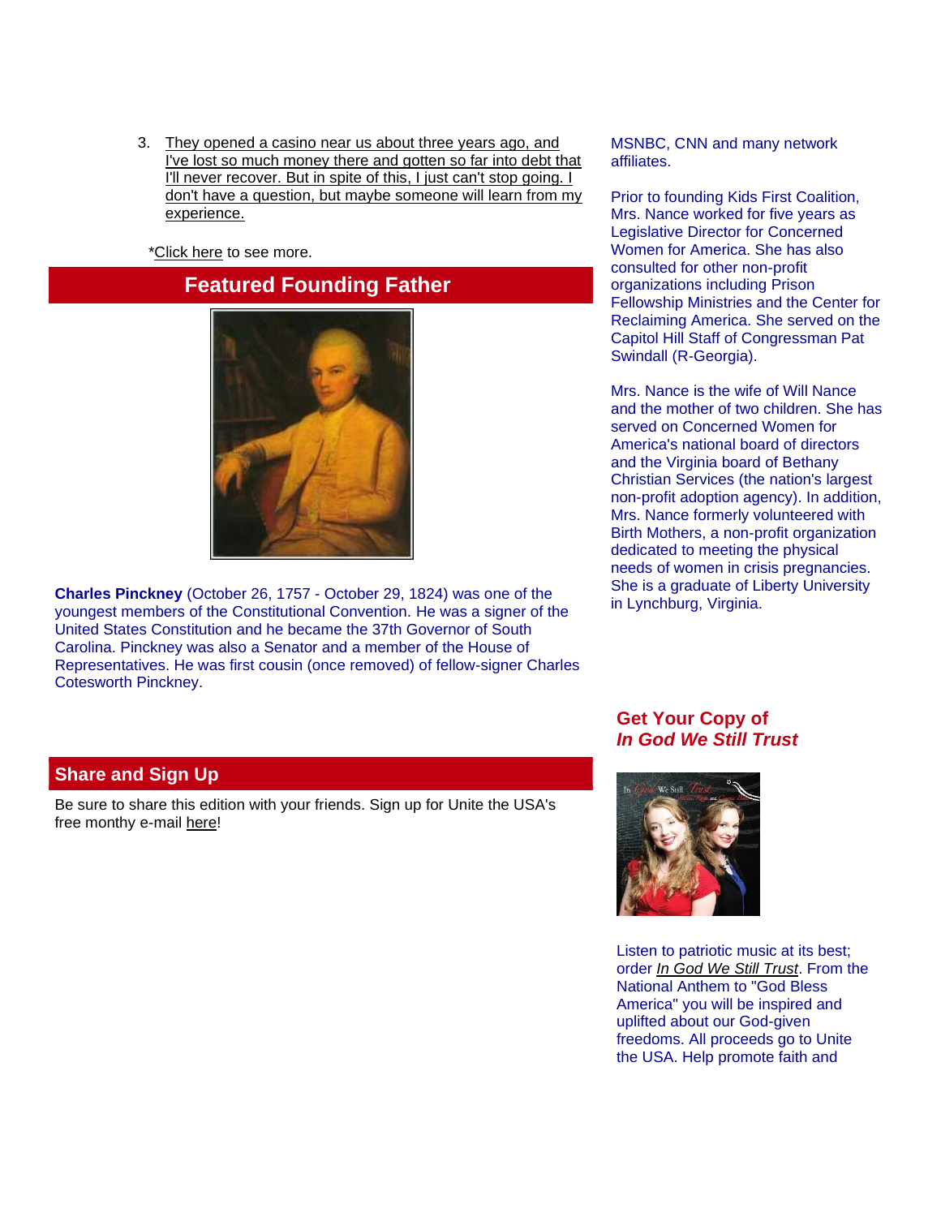3. They opened a casino near us about three years ago, and I've lost so much money there and gotten so far into debt that I'll never recover. But in spite of this, I just can't stop going. I don't have a question, but maybe someone will learn from my experience.

*Click here to see more.

## Featured Founding Father

**Charles Pinckney** (October 26, 1757 - October 29, 1824) was one of the youngest members of the Constitutional Convention. He was a signer of the United States Constitution and he became the 37th Governor of South Carolina. Pinckney was also a Senator and a member of the House of Representatives. He was first cousin (once removed) of fellow-signer Charles Cotesworth Pinckney.

## Share and Sign Up

Be sure to share this edition with your friends. Sign up for Unite the USA's free monthy e-mail here!

MSNBC, CNN and many network affiliates.

Prior to founding Kids First Coalition, Mrs. Nance worked for five years as Legislative Director for Concerned Women for America. She has also consulted for other non-profit organizations including Prison Fellowship Ministries and the Center for Reclaiming America. She served on the Capitol Hill Staff of Congressman Pat Swindall (R-Georgia).

Mrs. Nance is the wife of Will Nance and the mother of two children. She has served on Concerned Women for America's national board of directors and the Virginia board of Bethany Christian Services (the nation's largest non-profit adoption agency). In addition, Mrs. Nance formerly volunteered with Birth Mothers, a non-profit organization dedicated to meeting the physical needs of women in crisis pregnancies. She is a graduate of Liberty University in Lynchburg, Virginia.

## Get Your Copy of *In God We Still Trust*

Listen to patriotic music at its best; order *In God We Still Trust*. From the National Anthem to "God Bless America" you will be inspired and uplifted about our God-given freedoms. All proceeds go to Unite the USA. Help promote faith and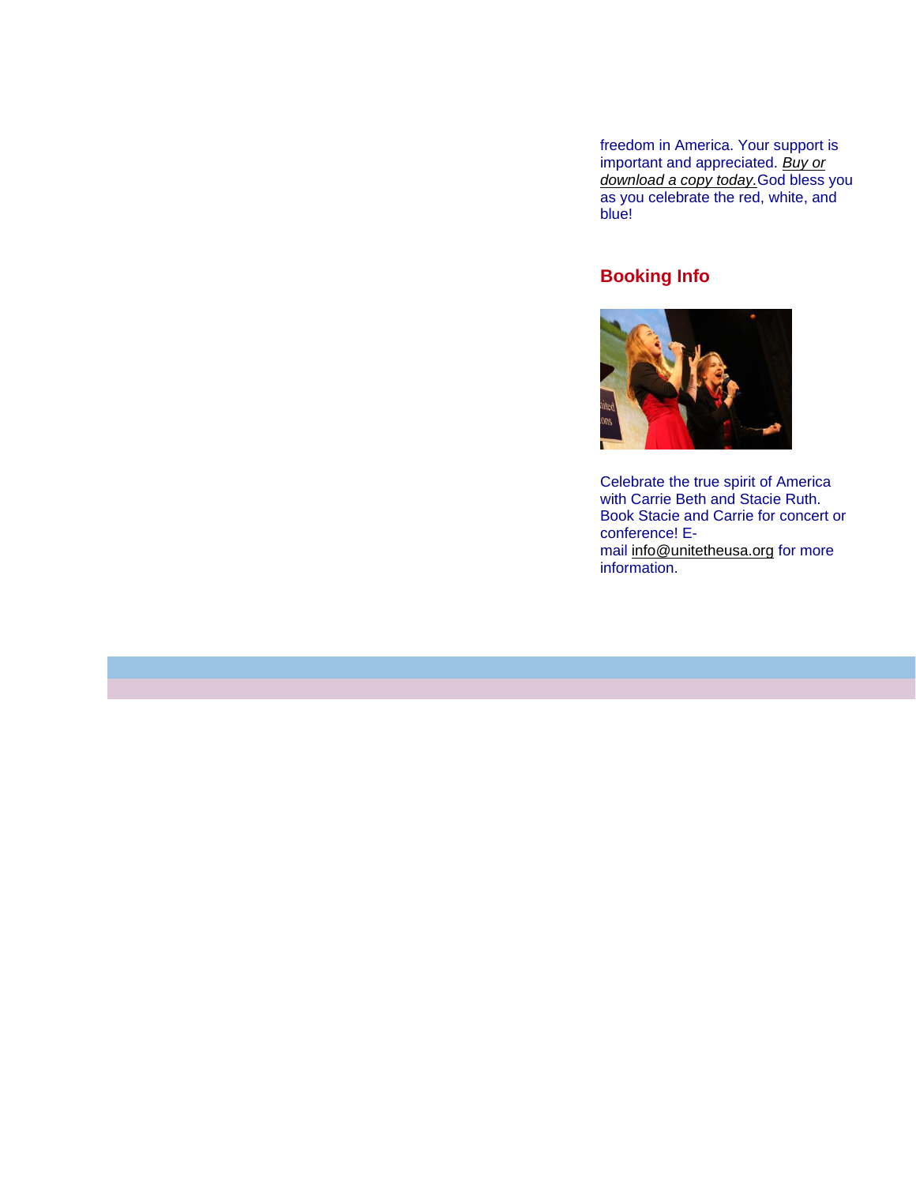freedom in America. Your support is important and appreciated. *Buy or download a copy today.* God bless you as you celebrate the red, white, and blue!

## Booking Info

Celebrate the true spirit of America with Carrie Beth and Stacie Ruth. Book Stacie and Carrie for concert or conference! E-mail info@unitetheusa.org for more information.